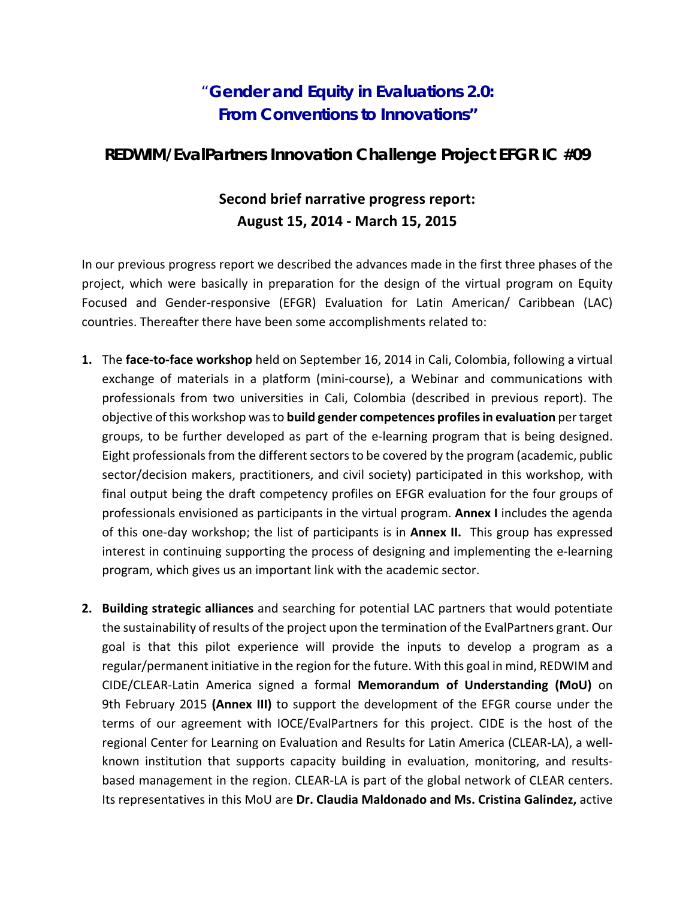# "Gender and Equity in Evaluations 2.0: From Conventions to Innovations"

## REDWIM/EvalPartners Innovation Challenge Project EFGR IC #09

### Second brief narrative progress report: August 15, 2014 - March 15, 2015

In our previous progress report we described the advances made in the first three phases of the project, which were basically in preparation for the design of the virtual program on Equity Focused and Gender-responsive (EFGR) Evaluation for Latin American/ Caribbean (LAC) countries. Thereafter there have been some accomplishments related to:

1. The **face-to-face workshop** held on September 16, 2014 in Cali, Colombia, following a virtual exchange of materials in a platform (mini-course), a Webinar and communications with professionals from two universities in Cali, Colombia (described in previous report). The objective of this workshop was to **build gender competences profiles in evaluation** per target groups, to be further developed as part of the e-learning program that is being designed. Eight professionals from the different sectors to be covered by the program (academic, public sector/decision makers, practitioners, and civil society) participated in this workshop, with final output being the draft competency profiles on EFGR evaluation for the four groups of professionals envisioned as participants in the virtual program. **Annex I** includes the agenda of this one-day workshop; the list of participants is in **Annex II.** This group has expressed interest in continuing supporting the process of designing and implementing the e-learning program, which gives us an important link with the academic sector.

2. **Building strategic alliances** and searching for potential LAC partners that would potentiate the sustainability of results of the project upon the termination of the EvalPartners grant. Our goal is that this pilot experience will provide the inputs to develop a program as a regular/permanent initiative in the region for the future. With this goal in mind, REDWIM and CIDE/CLEAR-Latin America signed a formal **Memorandum of Understanding (MoU)** on 9th February 2015 **(Annex III)** to support the development of the EFGR course under the terms of our agreement with IOCE/EvalPartners for this project. CIDE is the host of the regional Center for Learning on Evaluation and Results for Latin America (CLEAR-LA), a well-known institution that supports capacity building in evaluation, monitoring, and results-based management in the region. CLEAR-LA is part of the global network of CLEAR centers. Its representatives in this MoU are **Dr. Claudia Maldonado and Ms. Cristina Galindez,** active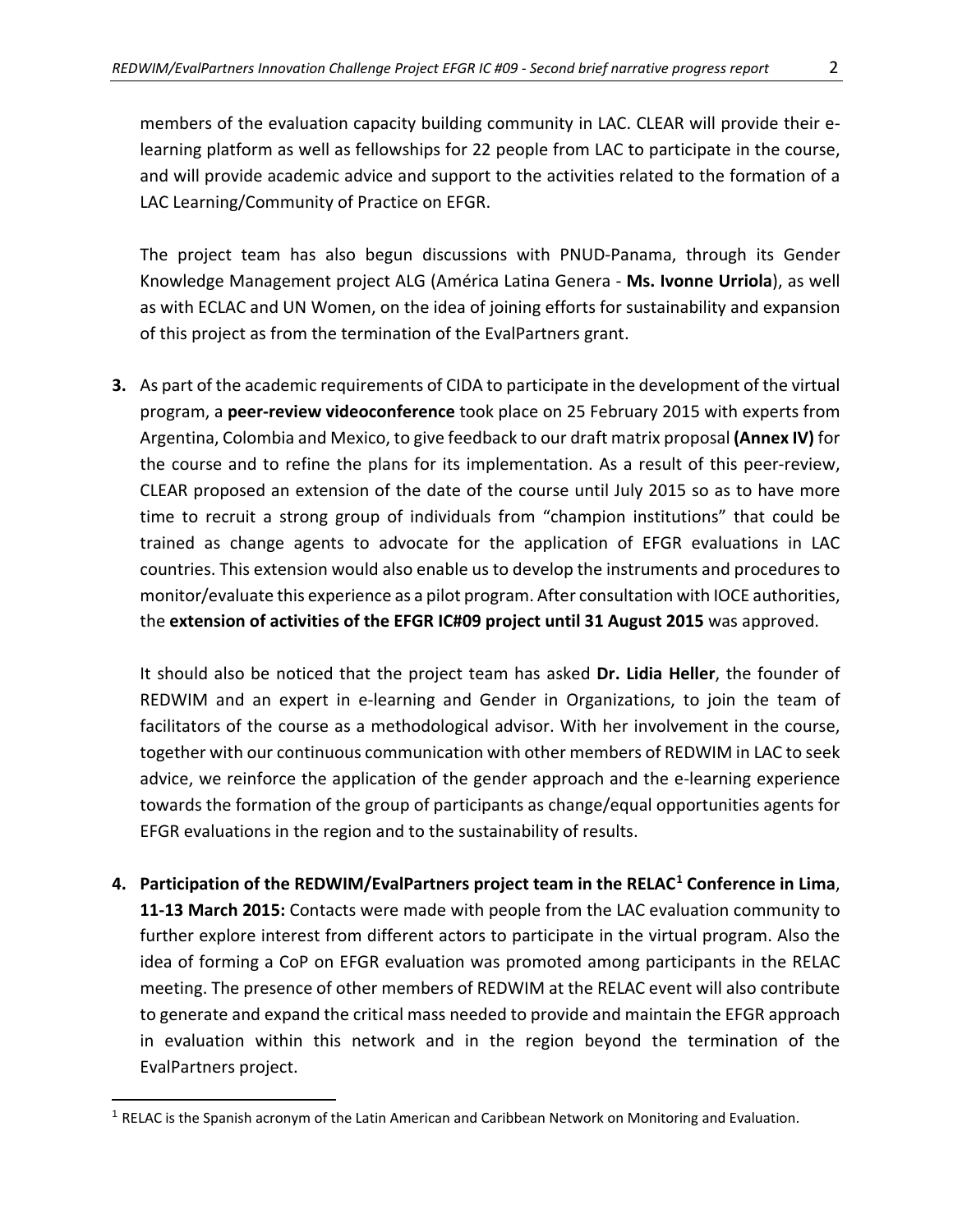members of the evaluation capacity building community in LAC. CLEAR will provide their e-learning platform as well as fellowships for 22 people from LAC to participate in the course, and will provide academic advice and support to the activities related to the formation of a LAC Learning/Community of Practice on EFGR.

The project team has also begun discussions with PNUD-Panama, through its Gender Knowledge Management project ALG (América Latina Genera - **Ms. Ivonne Urriola**), as well as with ECLAC and UN Women, on the idea of joining efforts for sustainability and expansion of this project as from the termination of the EvalPartners grant.

**3.** As part of the academic requirements of CIDA to participate in the development of the virtual program, a **peer-review videoconference** took place on 25 February 2015 with experts from Argentina, Colombia and Mexico, to give feedback to our draft matrix proposal **(Annex IV)** for the course and to refine the plans for its implementation. As a result of this peer-review, CLEAR proposed an extension of the date of the course until July 2015 so as to have more time to recruit a strong group of individuals from "champion institutions" that could be trained as change agents to advocate for the application of EFGR evaluations in LAC countries. This extension would also enable us to develop the instruments and procedures to monitor/evaluate this experience as a pilot program. After consultation with IOCE authorities, the **extension of activities of the EFGR IC#09 project until 31 August 2015** was approved.

It should also be noticed that the project team has asked **Dr. Lidia Heller**, the founder of REDWIM and an expert in e-learning and Gender in Organizations, to join the team of facilitators of the course as a methodological advisor. With her involvement in the course, together with our continuous communication with other members of REDWIM in LAC to seek advice, we reinforce the application of the gender approach and the e-learning experience towards the formation of the group of participants as change/equal opportunities agents for EFGR evaluations in the region and to the sustainability of results.

**4. Participation of the REDWIM/EvalPartners project team in the RELAC[1] Conference in Lima, 11-13 March 2015:** Contacts were made with people from the LAC evaluation community to further explore interest from different actors to participate in the virtual program. Also the idea of forming a CoP on EFGR evaluation was promoted among participants in the RELAC meeting. The presence of other members of REDWIM at the RELAC event will also contribute to generate and expand the critical mass needed to provide and maintain the EFGR approach in evaluation within this network and in the region beyond the termination of the EvalPartners project.

[1] RELAC is the Spanish acronym of the Latin American and Caribbean Network on Monitoring and Evaluation.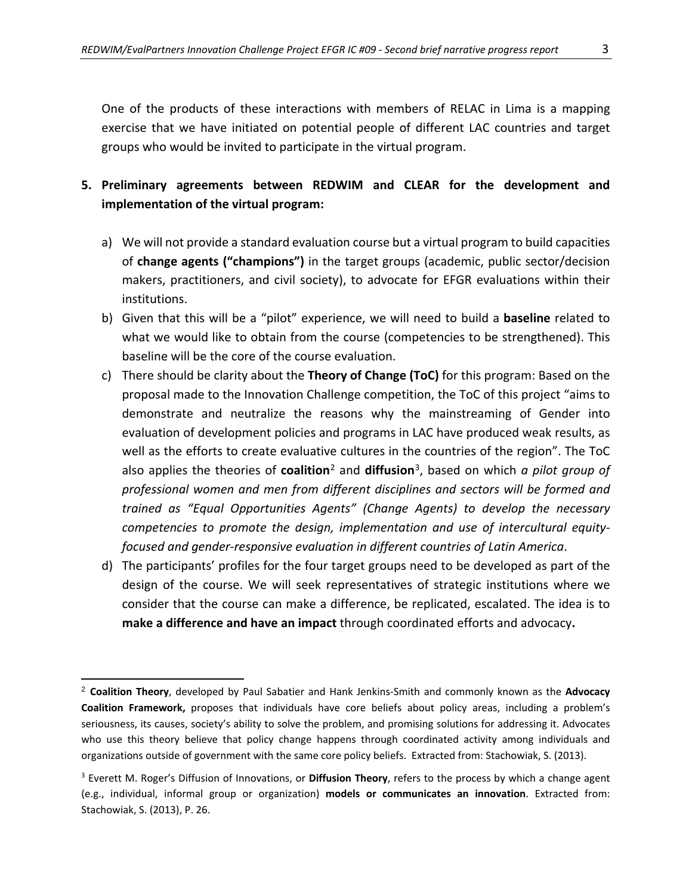One of the products of these interactions with members of RELAC in Lima is a mapping exercise that we have initiated on potential people of different LAC countries and target groups who would be invited to participate in the virtual program.

5. **Preliminary agreements between REDWIM and CLEAR for the development and implementation of the virtual program:**

   a) We will not provide a standard evaluation course but a virtual program to build capacities of **change agents ("champions")** in the target groups (academic, public sector/decision makers, practitioners, and civil society), to advocate for EFGR evaluations within their institutions.

   b) Given that this will be a "pilot" experience, we will need to build a **baseline** related to what we would like to obtain from the course (competencies to be strengthened). This baseline will be the core of the course evaluation.

   c) There should be clarity about the **Theory of Change (ToC)** for this program: Based on the proposal made to the Innovation Challenge competition, the ToC of this project "aims to demonstrate and neutralize the reasons why the mainstreaming of Gender into evaluation of development policies and programs in LAC have produced weak results, as well as the efforts to create evaluative cultures in the countries of the region". The ToC also applies the theories of **coalition**[2] and **diffusion**[3], based on which *a pilot group of professional women and men from different disciplines and sectors will be formed and trained as "Equal Opportunities Agents" (Change Agents) to develop the necessary competencies to promote the design, implementation and use of intercultural equity-focused and gender-responsive evaluation in different countries of Latin America*.

   d) The participants' profiles for the four target groups need to be developed as part of the design of the course. We will seek representatives of strategic institutions where we consider that the course can make a difference, be replicated, escalated. The idea is to **make a difference and have an impact** through coordinated efforts and advocacy**.**

---

[2] **Coalition Theory**, developed by Paul Sabatier and Hank Jenkins-Smith and commonly known as the **Advocacy Coalition Framework,** proposes that individuals have core beliefs about policy areas, including a problem's seriousness, its causes, society's ability to solve the problem, and promising solutions for addressing it. Advocates who use this theory believe that policy change happens through coordinated activity among individuals and organizations outside of government with the same core policy beliefs. Extracted from: Stachowiak, S. (2013).

[3] Everett M. Roger's Diffusion of Innovations, or **Diffusion Theory**, refers to the process by which a change agent (e.g., individual, informal group or organization) **models or communicates an innovation**. Extracted from: Stachowiak, S. (2013), P. 26.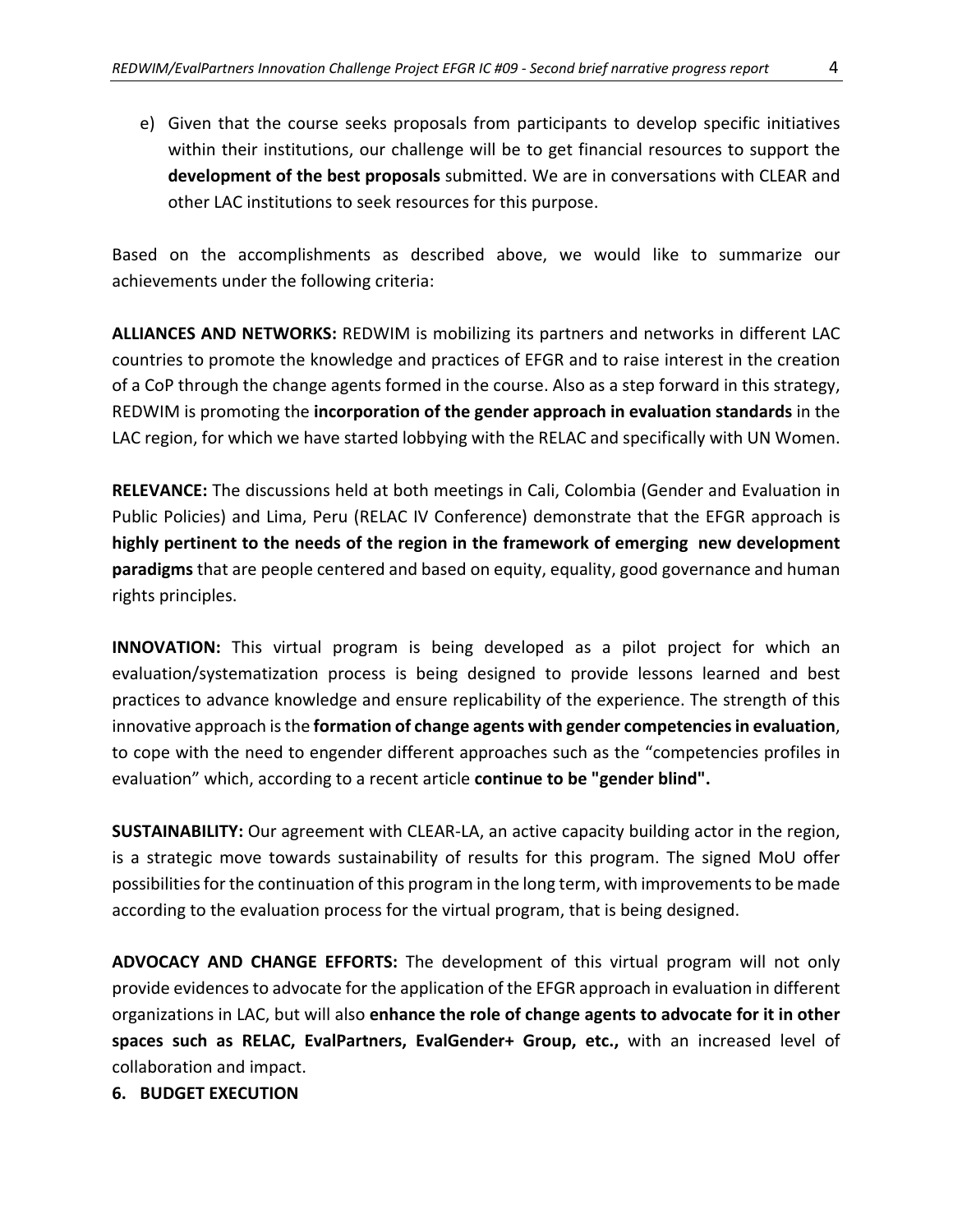e) Given that the course seeks proposals from participants to develop specific initiatives within their institutions, our challenge will be to get financial resources to support the **development of the best proposals** submitted. We are in conversations with CLEAR and other LAC institutions to seek resources for this purpose.

Based on the accomplishments as described above, we would like to summarize our achievements under the following criteria:

**ALLIANCES AND NETWORKS:** REDWIM is mobilizing its partners and networks in different LAC countries to promote the knowledge and practices of EFGR and to raise interest in the creation of a CoP through the change agents formed in the course. Also as a step forward in this strategy, REDWIM is promoting the **incorporation of the gender approach in evaluation standards** in the LAC region, for which we have started lobbying with the RELAC and specifically with UN Women.

**RELEVANCE:** The discussions held at both meetings in Cali, Colombia (Gender and Evaluation in Public Policies) and Lima, Peru (RELAC IV Conference) demonstrate that the EFGR approach is **highly pertinent to the needs of the region in the framework of emerging new development paradigms** that are people centered and based on equity, equality, good governance and human rights principles.

**INNOVATION:** This virtual program is being developed as a pilot project for which an evaluation/systematization process is being designed to provide lessons learned and best practices to advance knowledge and ensure replicability of the experience. The strength of this innovative approach is the **formation of change agents with gender competencies in evaluation**, to cope with the need to engender different approaches such as the "competencies profiles in evaluation" which, according to a recent article **continue to be "gender blind".**

**SUSTAINABILITY:** Our agreement with CLEAR-LA, an active capacity building actor in the region, is a strategic move towards sustainability of results for this program. The signed MoU offer possibilities for the continuation of this program in the long term, with improvements to be made according to the evaluation process for the virtual program, that is being designed.

**ADVOCACY AND CHANGE EFFORTS:** The development of this virtual program will not only provide evidences to advocate for the application of the EFGR approach in evaluation in different organizations in LAC, but will also **enhance the role of change agents to advocate for it in other spaces such as RELAC, EvalPartners, EvalGender+ Group, etc.,** with an increased level of collaboration and impact.

## 6. BUDGET EXECUTION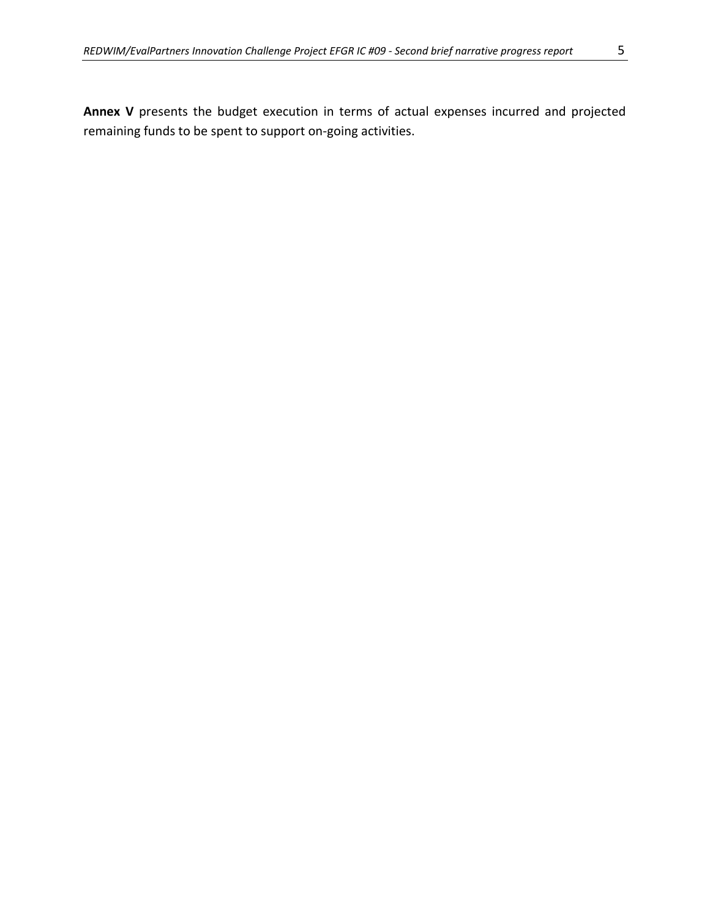**Annex V** presents the budget execution in terms of actual expenses incurred and projected remaining funds to be spent to support on-going activities.